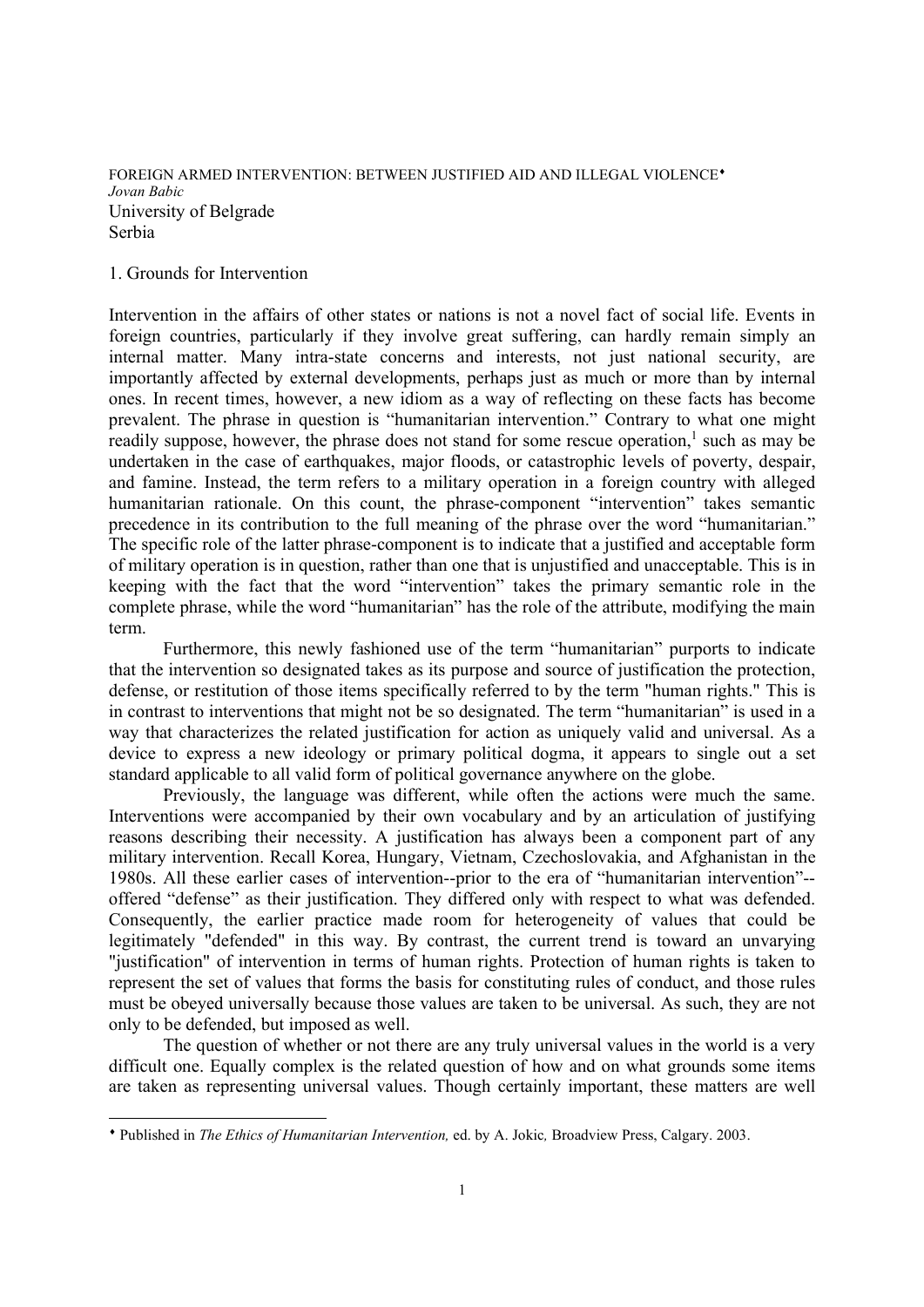# FOREIGN ARMED INTERVENTION: BETWEEN JUSTIFIED AID AND ILLEGAL VIOLENCE♦

*Jovan Babic*
University of Belgrade
Serbia

## 1. Grounds for Intervention

Intervention in the affairs of other states or nations is not a novel fact of social life. Events in foreign countries, particularly if they involve great suffering, can hardly remain simply an internal matter. Many intra-state concerns and interests, not just national security, are importantly affected by external developments, perhaps just as much or more than by internal ones. In recent times, however, a new idiom as a way of reflecting on these facts has become prevalent. The phrase in question is "humanitarian intervention." Contrary to what one might readily suppose, however, the phrase does not stand for some rescue operation,[1] such as may be undertaken in the case of earthquakes, major floods, or catastrophic levels of poverty, despair, and famine. Instead, the term refers to a military operation in a foreign country with alleged humanitarian rationale. On this count, the phrase-component "intervention" takes semantic precedence in its contribution to the full meaning of the phrase over the word "humanitarian." The specific role of the latter phrase-component is to indicate that a justified and acceptable form of military operation is in question, rather than one that is unjustified and unacceptable. This is in keeping with the fact that the word "intervention" takes the primary semantic role in the complete phrase, while the word "humanitarian" has the role of the attribute, modifying the main term.

Furthermore, this newly fashioned use of the term "humanitarian" purports to indicate that the intervention so designated takes as its purpose and source of justification the protection, defense, or restitution of those items specifically referred to by the term "human rights." This is in contrast to interventions that might not be so designated. The term "humanitarian" is used in a way that characterizes the related justification for action as uniquely valid and universal. As a device to express a new ideology or primary political dogma, it appears to single out a set standard applicable to all valid form of political governance anywhere on the globe.

Previously, the language was different, while often the actions were much the same. Interventions were accompanied by their own vocabulary and by an articulation of justifying reasons describing their necessity. A justification has always been a component part of any military intervention. Recall Korea, Hungary, Vietnam, Czechoslovakia, and Afghanistan in the 1980s. All these earlier cases of intervention--prior to the era of "humanitarian intervention"--offered "defense" as their justification. They differed only with respect to what was defended. Consequently, the earlier practice made room for heterogeneity of values that could be legitimately "defended" in this way. By contrast, the current trend is toward an unvarying "justification" of intervention in terms of human rights. Protection of human rights is taken to represent the set of values that forms the basis for constituting rules of conduct, and those rules must be obeyed universally because those values are taken to be universal. As such, they are not only to be defended, but imposed as well.

The question of whether or not there are any truly universal values in the world is a very difficult one. Equally complex is the related question of how and on what grounds some items are taken as representing universal values. Though certainly important, these matters are well

---

♦ Published in *The Ethics of Humanitarian Intervention,* ed. by A. Jokic*,* Broadview Press, Calgary. 2003.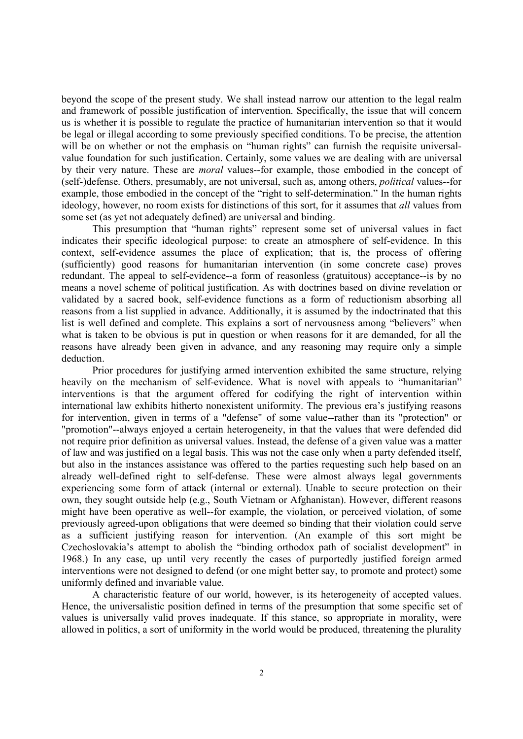beyond the scope of the present study. We shall instead narrow our attention to the legal realm and framework of possible justification of intervention. Specifically, the issue that will concern us is whether it is possible to regulate the practice of humanitarian intervention so that it would be legal or illegal according to some previously specified conditions. To be precise, the attention will be on whether or not the emphasis on "human rights" can furnish the requisite universal-value foundation for such justification. Certainly, some values we are dealing with are universal by their very nature. These are *moral* values--for example, those embodied in the concept of (self-)defense. Others, presumably, are not universal, such as, among others, *political* values--for example, those embodied in the concept of the "right to self-determination." In the human rights ideology, however, no room exists for distinctions of this sort, for it assumes that *all* values from some set (as yet not adequately defined) are universal and binding.

This presumption that "human rights" represent some set of universal values in fact indicates their specific ideological purpose: to create an atmosphere of self-evidence. In this context, self-evidence assumes the place of explication; that is, the process of offering (sufficiently) good reasons for humanitarian intervention (in some concrete case) proves redundant. The appeal to self-evidence--a form of reasonless (gratuitous) acceptance--is by no means a novel scheme of political justification. As with doctrines based on divine revelation or validated by a sacred book, self-evidence functions as a form of reductionism absorbing all reasons from a list supplied in advance. Additionally, it is assumed by the indoctrinated that this list is well defined and complete. This explains a sort of nervousness among "believers" when what is taken to be obvious is put in question or when reasons for it are demanded, for all the reasons have already been given in advance, and any reasoning may require only a simple deduction.

Prior procedures for justifying armed intervention exhibited the same structure, relying heavily on the mechanism of self-evidence. What is novel with appeals to "humanitarian" interventions is that the argument offered for codifying the right of intervention within international law exhibits hitherto nonexistent uniformity. The previous era's justifying reasons for intervention, given in terms of a "defense" of some value--rather than its "protection" or "promotion"--always enjoyed a certain heterogeneity, in that the values that were defended did not require prior definition as universal values. Instead, the defense of a given value was a matter of law and was justified on a legal basis. This was not the case only when a party defended itself, but also in the instances assistance was offered to the parties requesting such help based on an already well-defined right to self-defense. These were almost always legal governments experiencing some form of attack (internal or external). Unable to secure protection on their own, they sought outside help (e.g., South Vietnam or Afghanistan). However, different reasons might have been operative as well--for example, the violation, or perceived violation, of some previously agreed-upon obligations that were deemed so binding that their violation could serve as a sufficient justifying reason for intervention. (An example of this sort might be Czechoslovakia's attempt to abolish the "binding orthodox path of socialist development" in 1968.) In any case, up until very recently the cases of purportedly justified foreign armed interventions were not designed to defend (or one might better say, to promote and protect) some uniformly defined and invariable value.

A characteristic feature of our world, however, is its heterogeneity of accepted values. Hence, the universalistic position defined in terms of the presumption that some specific set of values is universally valid proves inadequate. If this stance, so appropriate in morality, were allowed in politics, a sort of uniformity in the world would be produced, threatening the plurality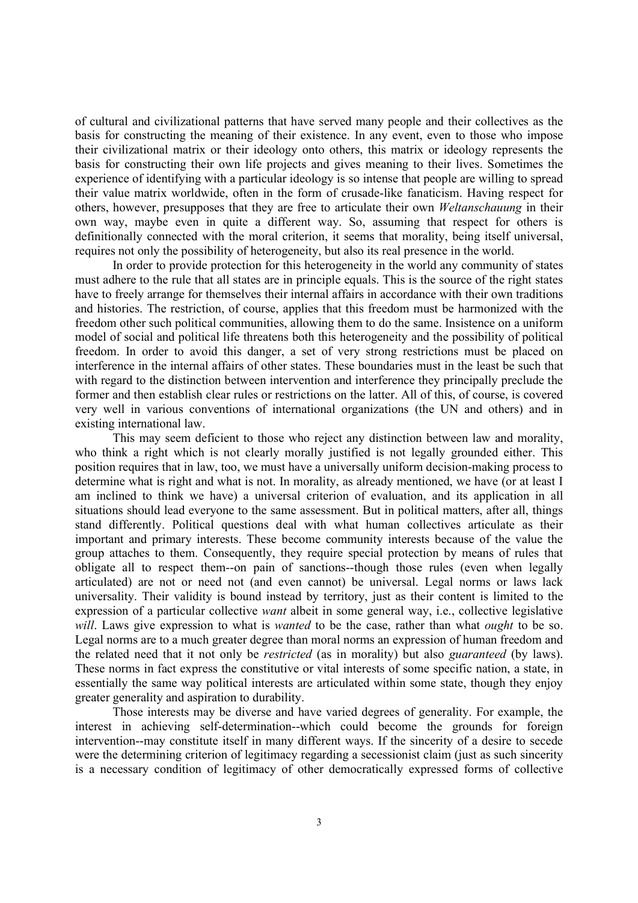of cultural and civilizational patterns that have served many people and their collectives as the basis for constructing the meaning of their existence. In any event, even to those who impose their civilizational matrix or their ideology onto others, this matrix or ideology represents the basis for constructing their own life projects and gives meaning to their lives. Sometimes the experience of identifying with a particular ideology is so intense that people are willing to spread their value matrix worldwide, often in the form of crusade-like fanaticism. Having respect for others, however, presupposes that they are free to articulate their own *Weltanschauung* in their own way, maybe even in quite a different way. So, assuming that respect for others is definitionally connected with the moral criterion, it seems that morality, being itself universal, requires not only the possibility of heterogeneity, but also its real presence in the world.

In order to provide protection for this heterogeneity in the world any community of states must adhere to the rule that all states are in principle equals. This is the source of the right states have to freely arrange for themselves their internal affairs in accordance with their own traditions and histories. The restriction, of course, applies that this freedom must be harmonized with the freedom other such political communities, allowing them to do the same. Insistence on a uniform model of social and political life threatens both this heterogeneity and the possibility of political freedom. In order to avoid this danger, a set of very strong restrictions must be placed on interference in the internal affairs of other states. These boundaries must in the least be such that with regard to the distinction between intervention and interference they principally preclude the former and then establish clear rules or restrictions on the latter. All of this, of course, is covered very well in various conventions of international organizations (the UN and others) and in existing international law.

This may seem deficient to those who reject any distinction between law and morality, who think a right which is not clearly morally justified is not legally grounded either. This position requires that in law, too, we must have a universally uniform decision-making process to determine what is right and what is not. In morality, as already mentioned, we have (or at least I am inclined to think we have) a universal criterion of evaluation, and its application in all situations should lead everyone to the same assessment. But in political matters, after all, things stand differently. Political questions deal with what human collectives articulate as their important and primary interests. These become community interests because of the value the group attaches to them. Consequently, they require special protection by means of rules that obligate all to respect them--on pain of sanctions--though those rules (even when legally articulated) are not or need not (and even cannot) be universal. Legal norms or laws lack universality. Their validity is bound instead by territory, just as their content is limited to the expression of a particular collective *want* albeit in some general way, i.e., collective legislative *will*. Laws give expression to what is *wanted* to be the case, rather than what *ought* to be so. Legal norms are to a much greater degree than moral norms an expression of human freedom and the related need that it not only be *restricted* (as in morality) but also *guaranteed* (by laws). These norms in fact express the constitutive or vital interests of some specific nation, a state, in essentially the same way political interests are articulated within some state, though they enjoy greater generality and aspiration to durability.

Those interests may be diverse and have varied degrees of generality. For example, the interest in achieving self-determination--which could become the grounds for foreign intervention--may constitute itself in many different ways. If the sincerity of a desire to secede were the determining criterion of legitimacy regarding a secessionist claim (just as such sincerity is a necessary condition of legitimacy of other democratically expressed forms of collective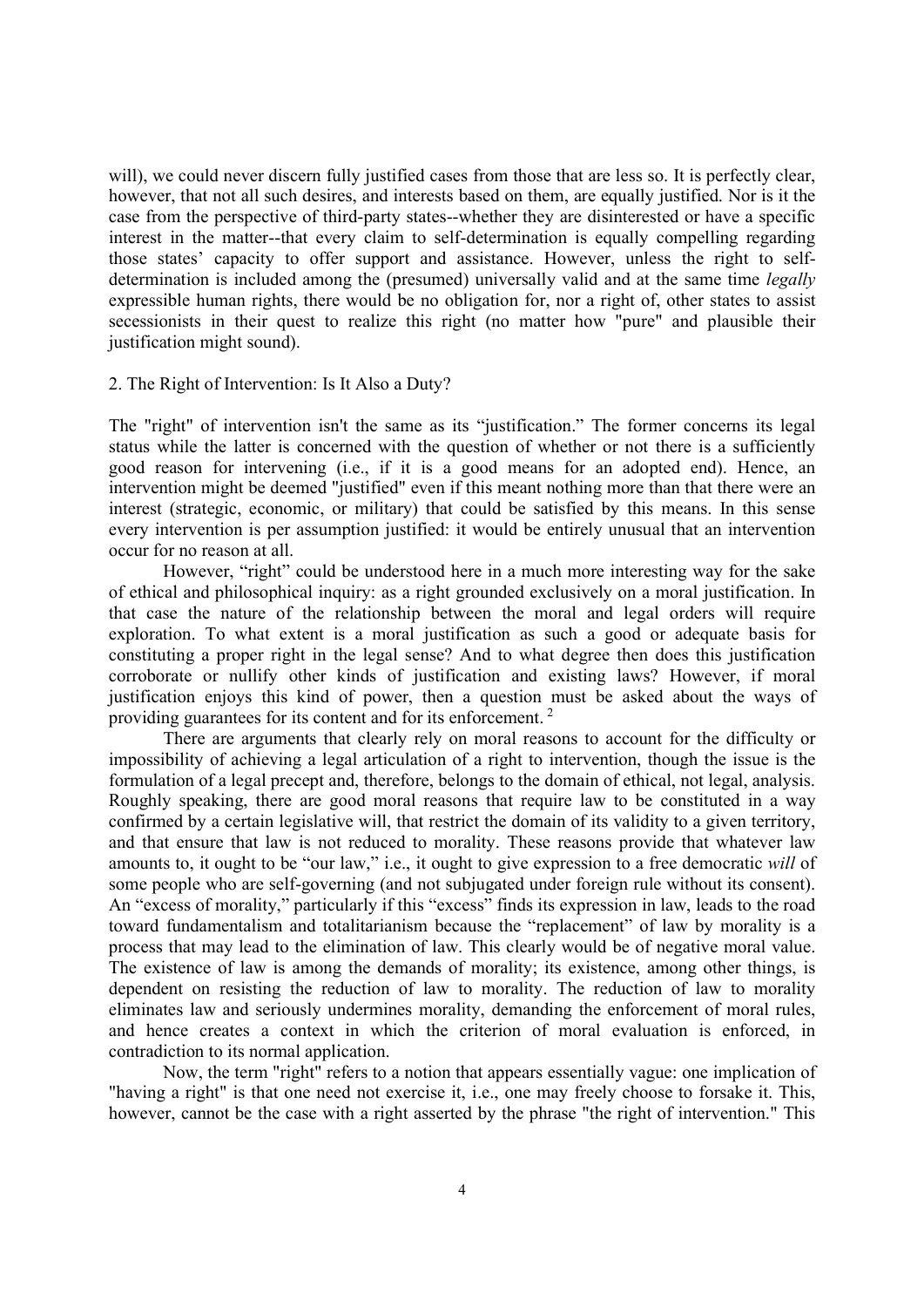will), we could never discern fully justified cases from those that are less so. It is perfectly clear, however, that not all such desires, and interests based on them, are equally justified. Nor is it the case from the perspective of third-party states--whether they are disinterested or have a specific interest in the matter--that every claim to self-determination is equally compelling regarding those states' capacity to offer support and assistance. However, unless the right to self-determination is included among the (presumed) universally valid and at the same time *legally* expressible human rights, there would be no obligation for, nor a right of, other states to assist secessionists in their quest to realize this right (no matter how "pure" and plausible their justification might sound).

## 2. The Right of Intervention: Is It Also a Duty?

The "right" of intervention isn't the same as its "justification." The former concerns its legal status while the latter is concerned with the question of whether or not there is a sufficiently good reason for intervening (i.e., if it is a good means for an adopted end). Hence, an intervention might be deemed "justified" even if this meant nothing more than that there were an interest (strategic, economic, or military) that could be satisfied by this means. In this sense every intervention is per assumption justified: it would be entirely unusual that an intervention occur for no reason at all.

However, "right" could be understood here in a much more interesting way for the sake of ethical and philosophical inquiry: as a right grounded exclusively on a moral justification. In that case the nature of the relationship between the moral and legal orders will require exploration. To what extent is a moral justification as such a good or adequate basis for constituting a proper right in the legal sense? And to what degree then does this justification corroborate or nullify other kinds of justification and existing laws? However, if moral justification enjoys this kind of power, then a question must be asked about the ways of providing guarantees for its content and for its enforcement. [2]

There are arguments that clearly rely on moral reasons to account for the difficulty or impossibility of achieving a legal articulation of a right to intervention, though the issue is the formulation of a legal precept and, therefore, belongs to the domain of ethical, not legal, analysis. Roughly speaking, there are good moral reasons that require law to be constituted in a way confirmed by a certain legislative will, that restrict the domain of its validity to a given territory, and that ensure that law is not reduced to morality. These reasons provide that whatever law amounts to, it ought to be "our law," i.e., it ought to give expression to a free democratic *will* of some people who are self-governing (and not subjugated under foreign rule without its consent). An "excess of morality," particularly if this "excess" finds its expression in law, leads to the road toward fundamentalism and totalitarianism because the "replacement" of law by morality is a process that may lead to the elimination of law. This clearly would be of negative moral value. The existence of law is among the demands of morality; its existence, among other things, is dependent on resisting the reduction of law to morality. The reduction of law to morality eliminates law and seriously undermines morality, demanding the enforcement of moral rules, and hence creates a context in which the criterion of moral evaluation is enforced, in contradiction to its normal application.

Now, the term "right" refers to a notion that appears essentially vague: one implication of "having a right" is that one need not exercise it, i.e., one may freely choose to forsake it. This, however, cannot be the case with a right asserted by the phrase "the right of intervention." This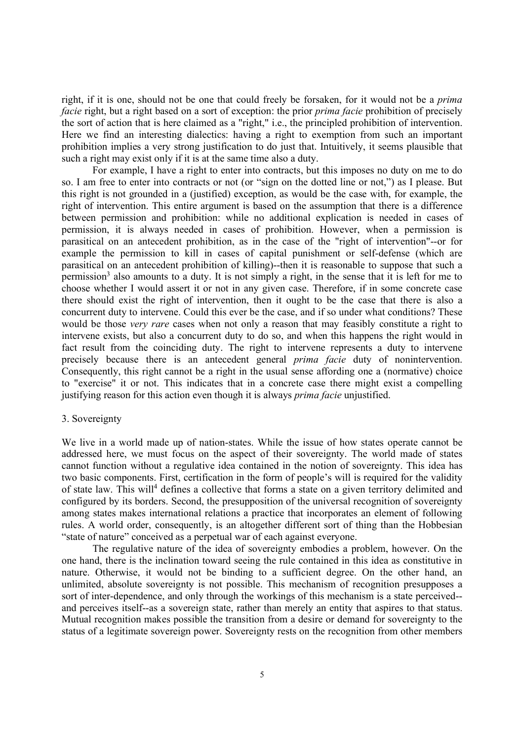right, if it is one, should not be one that could freely be forsaken, for it would not be a *prima facie* right, but a right based on a sort of exception: the prior *prima facie* prohibition of precisely the sort of action that is here claimed as a "right," i.e., the principled prohibition of intervention. Here we find an interesting dialectics: having a right to exemption from such an important prohibition implies a very strong justification to do just that. Intuitively, it seems plausible that such a right may exist only if it is at the same time also a duty.

For example, I have a right to enter into contracts, but this imposes no duty on me to do so. I am free to enter into contracts or not (or "sign on the dotted line or not,") as I please. But this right is not grounded in a (justified) exception, as would be the case with, for example, the right of intervention. This entire argument is based on the assumption that there is a difference between permission and prohibition: while no additional explication is needed in cases of permission, it is always needed in cases of prohibition. However, when a permission is parasitical on an antecedent prohibition, as in the case of the "right of intervention"--or for example the permission to kill in cases of capital punishment or self-defense (which are parasitical on an antecedent prohibition of killing)--then it is reasonable to suppose that such a permission[3] also amounts to a duty. It is not simply a right, in the sense that it is left for me to choose whether I would assert it or not in any given case. Therefore, if in some concrete case there should exist the right of intervention, then it ought to be the case that there is also a concurrent duty to intervene. Could this ever be the case, and if so under what conditions? These would be those *very rare* cases when not only a reason that may feasibly constitute a right to intervene exists, but also a concurrent duty to do so, and when this happens the right would in fact result from the coinciding duty. The right to intervene represents a duty to intervene precisely because there is an antecedent general *prima facie* duty of nonintervention. Consequently, this right cannot be a right in the usual sense affording one a (normative) choice to "exercise" it or not. This indicates that in a concrete case there might exist a compelling justifying reason for this action even though it is always *prima facie* unjustified.

## 3. Sovereignty

We live in a world made up of nation-states. While the issue of how states operate cannot be addressed here, we must focus on the aspect of their sovereignty. The world made of states cannot function without a regulative idea contained in the notion of sovereignty. This idea has two basic components. First, certification in the form of people's will is required for the validity of state law. This will[4] defines a collective that forms a state on a given territory delimited and configured by its borders. Second, the presupposition of the universal recognition of sovereignty among states makes international relations a practice that incorporates an element of following rules. A world order, consequently, is an altogether different sort of thing than the Hobbesian "state of nature" conceived as a perpetual war of each against everyone.

The regulative nature of the idea of sovereignty embodies a problem, however. On the one hand, there is the inclination toward seeing the rule contained in this idea as constitutive in nature. Otherwise, it would not be binding to a sufficient degree. On the other hand, an unlimited, absolute sovereignty is not possible. This mechanism of recognition presupposes a sort of inter-dependence, and only through the workings of this mechanism is a state perceived--and perceives itself--as a sovereign state, rather than merely an entity that aspires to that status. Mutual recognition makes possible the transition from a desire or demand for sovereignty to the status of a legitimate sovereign power. Sovereignty rests on the recognition from other members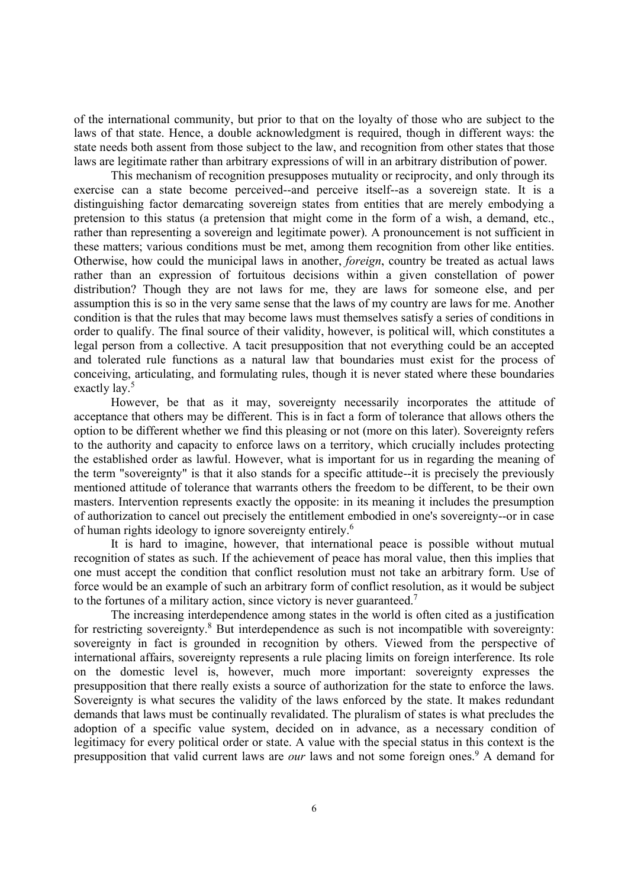of the international community, but prior to that on the loyalty of those who are subject to the laws of that state. Hence, a double acknowledgment is required, though in different ways: the state needs both assent from those subject to the law, and recognition from other states that those laws are legitimate rather than arbitrary expressions of will in an arbitrary distribution of power.

This mechanism of recognition presupposes mutuality or reciprocity, and only through its exercise can a state become perceived--and perceive itself--as a sovereign state. It is a distinguishing factor demarcating sovereign states from entities that are merely embodying a pretension to this status (a pretension that might come in the form of a wish, a demand, etc., rather than representing a sovereign and legitimate power). A pronouncement is not sufficient in these matters; various conditions must be met, among them recognition from other like entities. Otherwise, how could the municipal laws in another, *foreign*, country be treated as actual laws rather than an expression of fortuitous decisions within a given constellation of power distribution? Though they are not laws for me, they are laws for someone else, and per assumption this is so in the very same sense that the laws of my country are laws for me. Another condition is that the rules that may become laws must themselves satisfy a series of conditions in order to qualify. The final source of their validity, however, is political will, which constitutes a legal person from a collective. A tacit presupposition that not everything could be an accepted and tolerated rule functions as a natural law that boundaries must exist for the process of conceiving, articulating, and formulating rules, though it is never stated where these boundaries exactly lay.[5]

However, be that as it may, sovereignty necessarily incorporates the attitude of acceptance that others may be different. This is in fact a form of tolerance that allows others the option to be different whether we find this pleasing or not (more on this later). Sovereignty refers to the authority and capacity to enforce laws on a territory, which crucially includes protecting the established order as lawful. However, what is important for us in regarding the meaning of the term "sovereignty" is that it also stands for a specific attitude--it is precisely the previously mentioned attitude of tolerance that warrants others the freedom to be different, to be their own masters. Intervention represents exactly the opposite: in its meaning it includes the presumption of authorization to cancel out precisely the entitlement embodied in one's sovereignty--or in case of human rights ideology to ignore sovereignty entirely.[6]

It is hard to imagine, however, that international peace is possible without mutual recognition of states as such. If the achievement of peace has moral value, then this implies that one must accept the condition that conflict resolution must not take an arbitrary form. Use of force would be an example of such an arbitrary form of conflict resolution, as it would be subject to the fortunes of a military action, since victory is never guaranteed.[7]

The increasing interdependence among states in the world is often cited as a justification for restricting sovereignty.[8] But interdependence as such is not incompatible with sovereignty: sovereignty in fact is grounded in recognition by others. Viewed from the perspective of international affairs, sovereignty represents a rule placing limits on foreign interference. Its role on the domestic level is, however, much more important: sovereignty expresses the presupposition that there really exists a source of authorization for the state to enforce the laws. Sovereignty is what secures the validity of the laws enforced by the state. It makes redundant demands that laws must be continually revalidated. The pluralism of states is what precludes the adoption of a specific value system, decided on in advance, as a necessary condition of legitimacy for every political order or state. A value with the special status in this context is the presupposition that valid current laws are *our* laws and not some foreign ones.[9] A demand for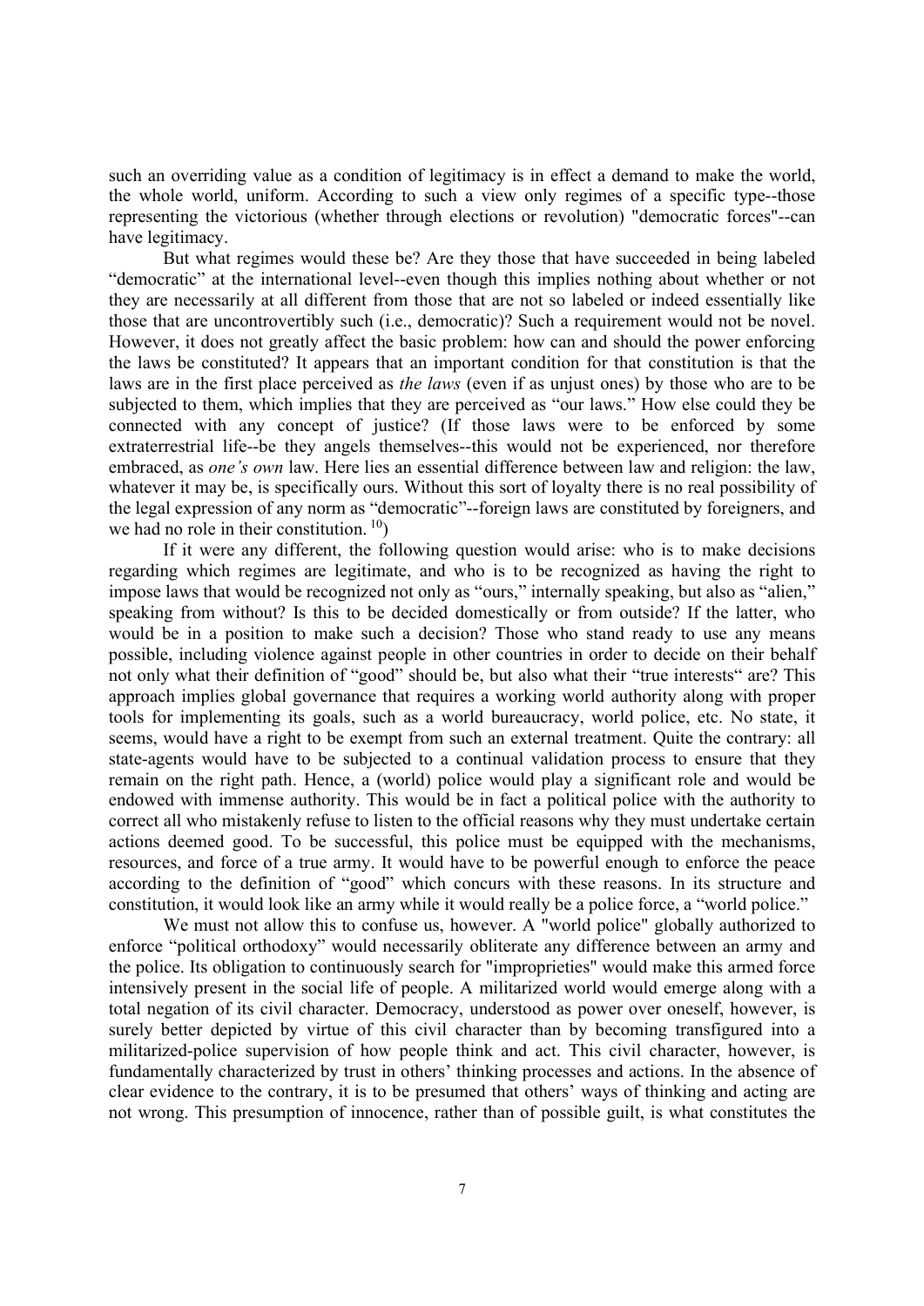such an overriding value as a condition of legitimacy is in effect a demand to make the world, the whole world, uniform. According to such a view only regimes of a specific type--those representing the victorious (whether through elections or revolution) "democratic forces"--can have legitimacy.

But what regimes would these be? Are they those that have succeeded in being labeled “democratic” at the international level--even though this implies nothing about whether or not they are necessarily at all different from those that are not so labeled or indeed essentially like those that are uncontrovertibly such (i.e., democratic)? Such a requirement would not be novel. However, it does not greatly affect the basic problem: how can and should the power enforcing the laws be constituted? It appears that an important condition for that constitution is that the laws are in the first place perceived as *the laws* (even if as unjust ones) by those who are to be subjected to them, which implies that they are perceived as “our laws.” How else could they be connected with any concept of justice? (If those laws were to be enforced by some extraterrestrial life--be they angels themselves--this would not be experienced, nor therefore embraced, as *one’s own* law. Here lies an essential difference between law and religion: the law, whatever it may be, is specifically ours. Without this sort of loyalty there is no real possibility of the legal expression of any norm as “democratic”--foreign laws are constituted by foreigners, and we had no role in their constitution. [10])

If it were any different, the following question would arise: who is to make decisions regarding which regimes are legitimate, and who is to be recognized as having the right to impose laws that would be recognized not only as “ours,” internally speaking, but also as “alien,” speaking from without? Is this to be decided domestically or from outside? If the latter, who would be in a position to make such a decision? Those who stand ready to use any means possible, including violence against people in other countries in order to decide on their behalf not only what their definition of “good” should be, but also what their “true interests“ are? This approach implies global governance that requires a working world authority along with proper tools for implementing its goals, such as a world bureaucracy, world police, etc. No state, it seems, would have a right to be exempt from such an external treatment. Quite the contrary: all state-agents would have to be subjected to a continual validation process to ensure that they remain on the right path. Hence, a (world) police would play a significant role and would be endowed with immense authority. This would be in fact a political police with the authority to correct all who mistakenly refuse to listen to the official reasons why they must undertake certain actions deemed good. To be successful, this police must be equipped with the mechanisms, resources, and force of a true army. It would have to be powerful enough to enforce the peace according to the definition of “good” which concurs with these reasons. In its structure and constitution, it would look like an army while it would really be a police force, a “world police.”

We must not allow this to confuse us, however. A "world police" globally authorized to enforce “political orthodoxy” would necessarily obliterate any difference between an army and the police. Its obligation to continuously search for "improprieties" would make this armed force intensively present in the social life of people. A militarized world would emerge along with a total negation of its civil character. Democracy, understood as power over oneself, however, is surely better depicted by virtue of this civil character than by becoming transfigured into a militarized-police supervision of how people think and act. This civil character, however, is fundamentally characterized by trust in others’ thinking processes and actions. In the absence of clear evidence to the contrary, it is to be presumed that others’ ways of thinking and acting are not wrong. This presumption of innocence, rather than of possible guilt, is what constitutes the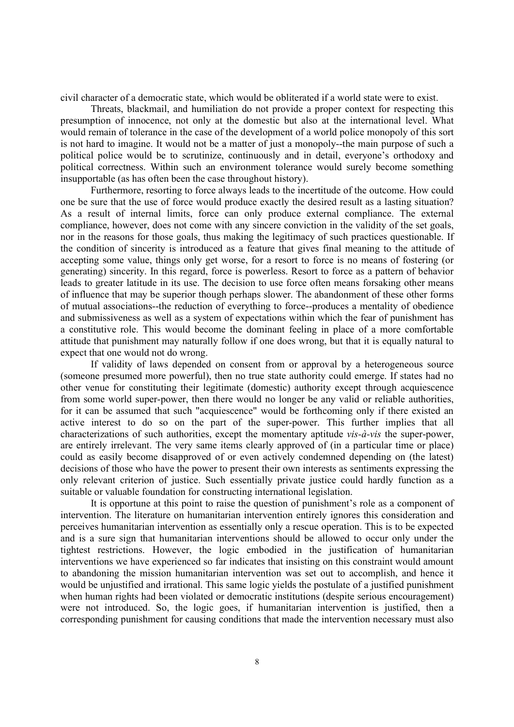civil character of a democratic state, which would be obliterated if a world state were to exist.

Threats, blackmail, and humiliation do not provide a proper context for respecting this presumption of innocence, not only at the domestic but also at the international level. What would remain of tolerance in the case of the development of a world police monopoly of this sort is not hard to imagine. It would not be a matter of just a monopoly--the main purpose of such a political police would be to scrutinize, continuously and in detail, everyone's orthodoxy and political correctness. Within such an environment tolerance would surely become something insupportable (as has often been the case throughout history).

Furthermore, resorting to force always leads to the incertitude of the outcome. How could one be sure that the use of force would produce exactly the desired result as a lasting situation? As a result of internal limits, force can only produce external compliance. The external compliance, however, does not come with any sincere conviction in the validity of the set goals, nor in the reasons for those goals, thus making the legitimacy of such practices questionable. If the condition of sincerity is introduced as a feature that gives final meaning to the attitude of accepting some value, things only get worse, for a resort to force is no means of fostering (or generating) sincerity. In this regard, force is powerless. Resort to force as a pattern of behavior leads to greater latitude in its use. The decision to use force often means forsaking other means of influence that may be superior though perhaps slower. The abandonment of these other forms of mutual associations--the reduction of everything to force--produces a mentality of obedience and submissiveness as well as a system of expectations within which the fear of punishment has a constitutive role. This would become the dominant feeling in place of a more comfortable attitude that punishment may naturally follow if one does wrong, but that it is equally natural to expect that one would not do wrong.

If validity of laws depended on consent from or approval by a heterogeneous source (someone presumed more powerful), then no true state authority could emerge. If states had no other venue for constituting their legitimate (domestic) authority except through acquiescence from some world super-power, then there would no longer be any valid or reliable authorities, for it can be assumed that such "acquiescence" would be forthcoming only if there existed an active interest to do so on the part of the super-power. This further implies that all characterizations of such authorities, except the momentary aptitude *vis-à-vis* the super-power, are entirely irrelevant. The very same items clearly approved of (in a particular time or place) could as easily become disapproved of or even actively condemned depending on (the latest) decisions of those who have the power to present their own interests as sentiments expressing the only relevant criterion of justice. Such essentially private justice could hardly function as a suitable or valuable foundation for constructing international legislation.

It is opportune at this point to raise the question of punishment's role as a component of intervention. The literature on humanitarian intervention entirely ignores this consideration and perceives humanitarian intervention as essentially only a rescue operation. This is to be expected and is a sure sign that humanitarian interventions should be allowed to occur only under the tightest restrictions. However, the logic embodied in the justification of humanitarian interventions we have experienced so far indicates that insisting on this constraint would amount to abandoning the mission humanitarian intervention was set out to accomplish, and hence it would be unjustified and irrational. This same logic yields the postulate of a justified punishment when human rights had been violated or democratic institutions (despite serious encouragement) were not introduced. So, the logic goes, if humanitarian intervention is justified, then a corresponding punishment for causing conditions that made the intervention necessary must also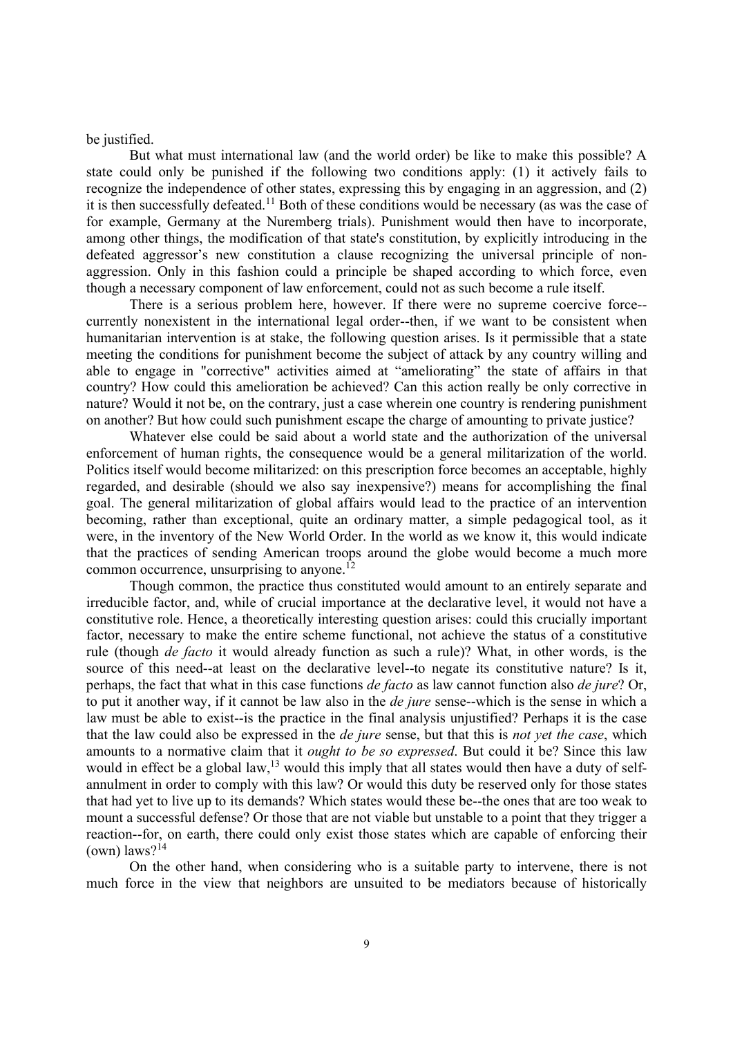be justified.

But what must international law (and the world order) be like to make this possible? A state could only be punished if the following two conditions apply: (1) it actively fails to recognize the independence of other states, expressing this by engaging in an aggression, and (2) it is then successfully defeated.[11] Both of these conditions would be necessary (as was the case of for example, Germany at the Nuremberg trials). Punishment would then have to incorporate, among other things, the modification of that state's constitution, by explicitly introducing in the defeated aggressor's new constitution a clause recognizing the universal principle of non-aggression. Only in this fashion could a principle be shaped according to which force, even though a necessary component of law enforcement, could not as such become a rule itself.

There is a serious problem here, however. If there were no supreme coercive force--currently nonexistent in the international legal order--then, if we want to be consistent when humanitarian intervention is at stake, the following question arises. Is it permissible that a state meeting the conditions for punishment become the subject of attack by any country willing and able to engage in "corrective" activities aimed at "ameliorating" the state of affairs in that country? How could this amelioration be achieved? Can this action really be only corrective in nature? Would it not be, on the contrary, just a case wherein one country is rendering punishment on another? But how could such punishment escape the charge of amounting to private justice?

Whatever else could be said about a world state and the authorization of the universal enforcement of human rights, the consequence would be a general militarization of the world. Politics itself would become militarized: on this prescription force becomes an acceptable, highly regarded, and desirable (should we also say inexpensive?) means for accomplishing the final goal. The general militarization of global affairs would lead to the practice of an intervention becoming, rather than exceptional, quite an ordinary matter, a simple pedagogical tool, as it were, in the inventory of the New World Order. In the world as we know it, this would indicate that the practices of sending American troops around the globe would become a much more common occurrence, unsurprising to anyone.[12]

Though common, the practice thus constituted would amount to an entirely separate and irreducible factor, and, while of crucial importance at the declarative level, it would not have a constitutive role. Hence, a theoretically interesting question arises: could this crucially important factor, necessary to make the entire scheme functional, not achieve the status of a constitutive rule (though *de facto* it would already function as such a rule)? What, in other words, is the source of this need--at least on the declarative level--to negate its constitutive nature? Is it, perhaps, the fact that what in this case functions *de facto* as law cannot function also *de jure*? Or, to put it another way, if it cannot be law also in the *de jure* sense--which is the sense in which a law must be able to exist--is the practice in the final analysis unjustified? Perhaps it is the case that the law could also be expressed in the *de jure* sense, but that this is *not yet the case*, which amounts to a normative claim that it *ought to be so expressed*. But could it be? Since this law would in effect be a global law,[13] would this imply that all states would then have a duty of self-annulment in order to comply with this law? Or would this duty be reserved only for those states that had yet to live up to its demands? Which states would these be--the ones that are too weak to mount a successful defense? Or those that are not viable but unstable to a point that they trigger a reaction--for, on earth, there could only exist those states which are capable of enforcing their (own) laws?[14]

On the other hand, when considering who is a suitable party to intervene, there is not much force in the view that neighbors are unsuited to be mediators because of historically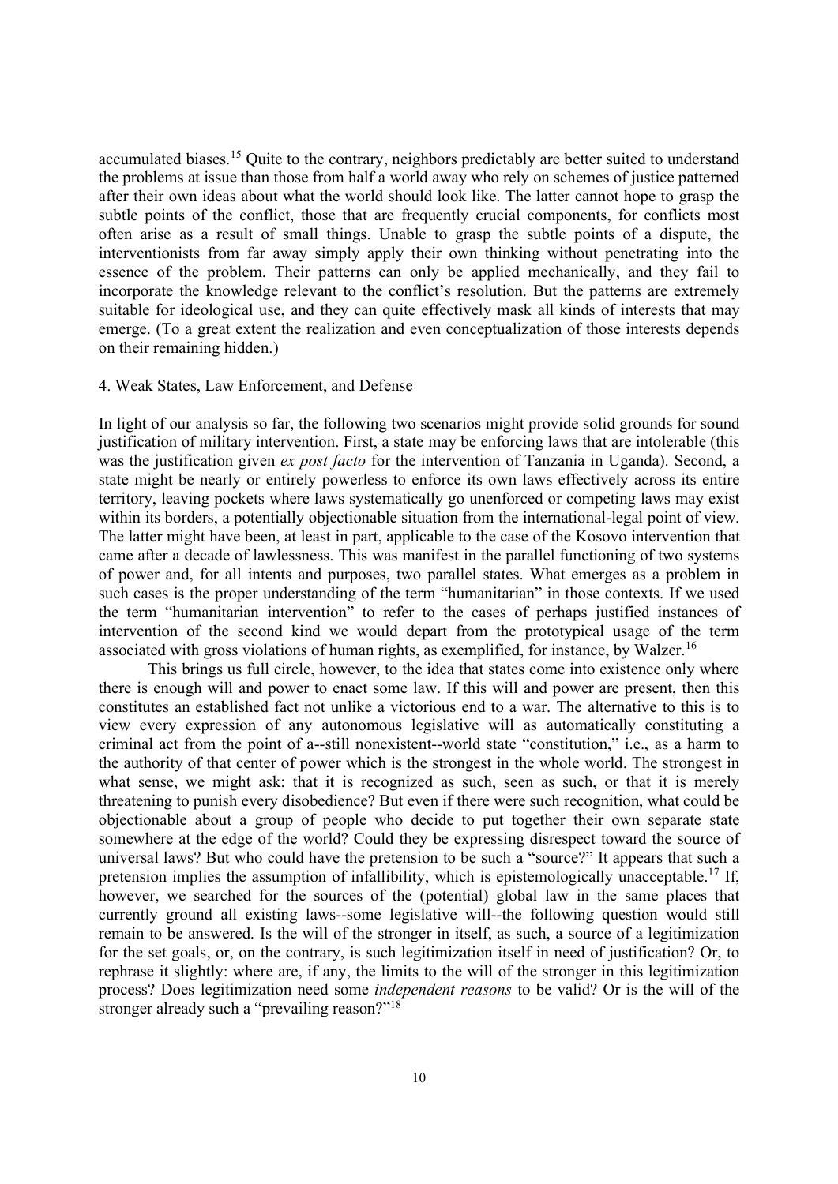accumulated biases.[15] Quite to the contrary, neighbors predictably are better suited to understand the problems at issue than those from half a world away who rely on schemes of justice patterned after their own ideas about what the world should look like. The latter cannot hope to grasp the subtle points of the conflict, those that are frequently crucial components, for conflicts most often arise as a result of small things. Unable to grasp the subtle points of a dispute, the interventionists from far away simply apply their own thinking without penetrating into the essence of the problem. Their patterns can only be applied mechanically, and they fail to incorporate the knowledge relevant to the conflict's resolution. But the patterns are extremely suitable for ideological use, and they can quite effectively mask all kinds of interests that may emerge. (To a great extent the realization and even conceptualization of those interests depends on their remaining hidden.)

## 4. Weak States, Law Enforcement, and Defense

In light of our analysis so far, the following two scenarios might provide solid grounds for sound justification of military intervention. First, a state may be enforcing laws that are intolerable (this was the justification given *ex post facto* for the intervention of Tanzania in Uganda). Second, a state might be nearly or entirely powerless to enforce its own laws effectively across its entire territory, leaving pockets where laws systematically go unenforced or competing laws may exist within its borders, a potentially objectionable situation from the international-legal point of view. The latter might have been, at least in part, applicable to the case of the Kosovo intervention that came after a decade of lawlessness. This was manifest in the parallel functioning of two systems of power and, for all intents and purposes, two parallel states. What emerges as a problem in such cases is the proper understanding of the term "humanitarian" in those contexts. If we used the term "humanitarian intervention" to refer to the cases of perhaps justified instances of intervention of the second kind we would depart from the prototypical usage of the term associated with gross violations of human rights, as exemplified, for instance, by Walzer.[16]

This brings us full circle, however, to the idea that states come into existence only where there is enough will and power to enact some law. If this will and power are present, then this constitutes an established fact not unlike a victorious end to a war. The alternative to this is to view every expression of any autonomous legislative will as automatically constituting a criminal act from the point of a--still nonexistent--world state "constitution," i.e., as a harm to the authority of that center of power which is the strongest in the whole world. The strongest in what sense, we might ask: that it is recognized as such, seen as such, or that it is merely threatening to punish every disobedience? But even if there were such recognition, what could be objectionable about a group of people who decide to put together their own separate state somewhere at the edge of the world? Could they be expressing disrespect toward the source of universal laws? But who could have the pretension to be such a "source?" It appears that such a pretension implies the assumption of infallibility, which is epistemologically unacceptable.[17] If, however, we searched for the sources of the (potential) global law in the same places that currently ground all existing laws--some legislative will--the following question would still remain to be answered. Is the will of the stronger in itself, as such, a source of a legitimization for the set goals, or, on the contrary, is such legitimization itself in need of justification? Or, to rephrase it slightly: where are, if any, the limits to the will of the stronger in this legitimization process? Does legitimization need some *independent reasons* to be valid? Or is the will of the stronger already such a "prevailing reason?"[18]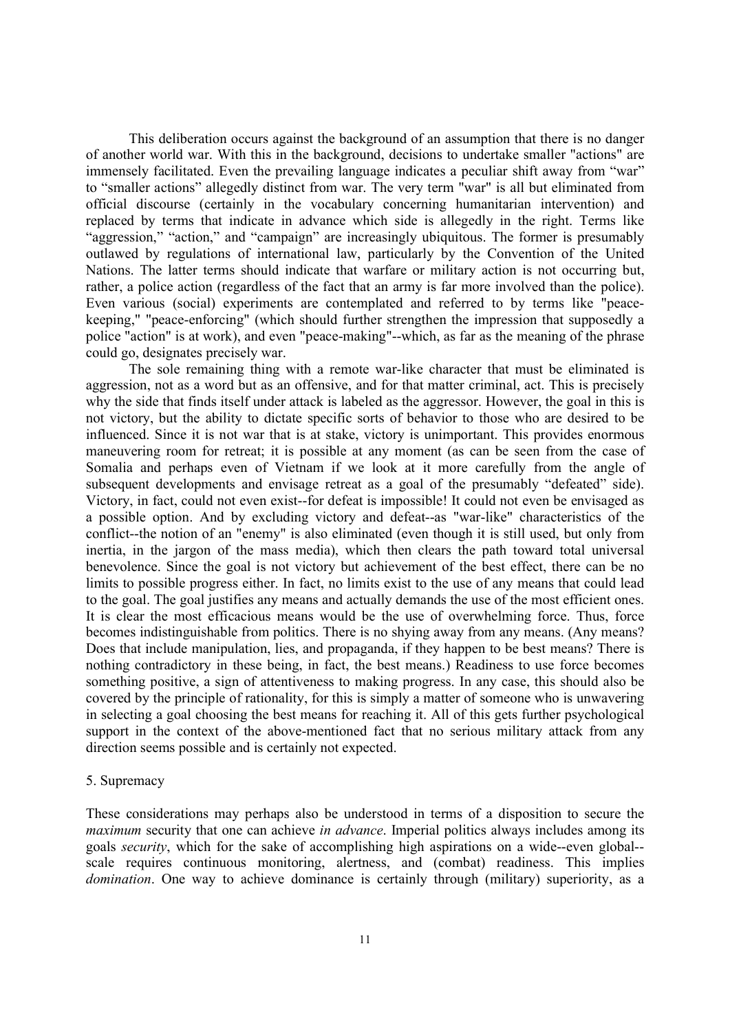This deliberation occurs against the background of an assumption that there is no danger of another world war. With this in the background, decisions to undertake smaller "actions" are immensely facilitated. Even the prevailing language indicates a peculiar shift away from "war" to "smaller actions" allegedly distinct from war. The very term "war" is all but eliminated from official discourse (certainly in the vocabulary concerning humanitarian intervention) and replaced by terms that indicate in advance which side is allegedly in the right. Terms like "aggression," "action," and "campaign" are increasingly ubiquitous. The former is presumably outlawed by regulations of international law, particularly by the Convention of the United Nations. The latter terms should indicate that warfare or military action is not occurring but, rather, a police action (regardless of the fact that an army is far more involved than the police). Even various (social) experiments are contemplated and referred to by terms like "peace-keeping," "peace-enforcing" (which should further strengthen the impression that supposedly a police "action" is at work), and even "peace-making"--which, as far as the meaning of the phrase could go, designates precisely war.

The sole remaining thing with a remote war-like character that must be eliminated is aggression, not as a word but as an offensive, and for that matter criminal, act. This is precisely why the side that finds itself under attack is labeled as the aggressor. However, the goal in this is not victory, but the ability to dictate specific sorts of behavior to those who are desired to be influenced. Since it is not war that is at stake, victory is unimportant. This provides enormous maneuvering room for retreat; it is possible at any moment (as can be seen from the case of Somalia and perhaps even of Vietnam if we look at it more carefully from the angle of subsequent developments and envisage retreat as a goal of the presumably "defeated" side). Victory, in fact, could not even exist--for defeat is impossible! It could not even be envisaged as a possible option. And by excluding victory and defeat--as "war-like" characteristics of the conflict--the notion of an "enemy" is also eliminated (even though it is still used, but only from inertia, in the jargon of the mass media), which then clears the path toward total universal benevolence. Since the goal is not victory but achievement of the best effect, there can be no limits to possible progress either. In fact, no limits exist to the use of any means that could lead to the goal. The goal justifies any means and actually demands the use of the most efficient ones. It is clear the most efficacious means would be the use of overwhelming force. Thus, force becomes indistinguishable from politics. There is no shying away from any means. (Any means? Does that include manipulation, lies, and propaganda, if they happen to be best means? There is nothing contradictory in these being, in fact, the best means.) Readiness to use force becomes something positive, a sign of attentiveness to making progress. In any case, this should also be covered by the principle of rationality, for this is simply a matter of someone who is unwavering in selecting a goal choosing the best means for reaching it. All of this gets further psychological support in the context of the above-mentioned fact that no serious military attack from any direction seems possible and is certainly not expected.

## 5. Supremacy

These considerations may perhaps also be understood in terms of a disposition to secure the *maximum* security that one can achieve *in advance*. Imperial politics always includes among its goals *security*, which for the sake of accomplishing high aspirations on a wide--even global--scale requires continuous monitoring, alertness, and (combat) readiness. This implies *domination*. One way to achieve dominance is certainly through (military) superiority, as a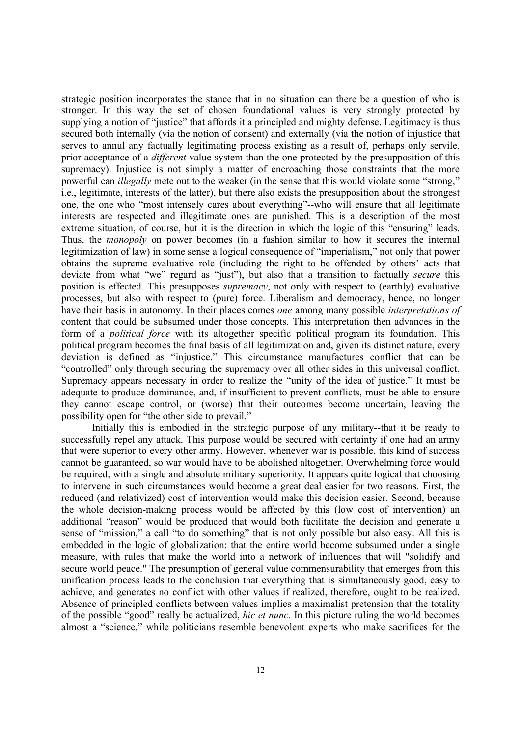strategic position incorporates the stance that in no situation can there be a question of who is stronger. In this way the set of chosen foundational values is very strongly protected by supplying a notion of "justice" that affords it a principled and mighty defense. Legitimacy is thus secured both internally (via the notion of consent) and externally (via the notion of injustice that serves to annul any factually legitimating process existing as a result of, perhaps only servile, prior acceptance of a *different* value system than the one protected by the presupposition of this supremacy). Injustice is not simply a matter of encroaching those constraints that the more powerful can *illegally* mete out to the weaker (in the sense that this would violate some "strong," i.e., legitimate, interests of the latter), but there also exists the presupposition about the strongest one, the one who "most intensely cares about everything"--who will ensure that all legitimate interests are respected and illegitimate ones are punished. This is a description of the most extreme situation, of course, but it is the direction in which the logic of this "ensuring" leads. Thus, the *monopoly* on power becomes (in a fashion similar to how it secures the internal legitimization of law) in some sense a logical consequence of "imperialism," not only that power obtains the supreme evaluative role (including the right to be offended by others' acts that deviate from what "we" regard as "just"), but also that a transition to factually *secure* this position is effected. This presupposes *supremacy*, not only with respect to (earthly) evaluative processes, but also with respect to (pure) force. Liberalism and democracy, hence, no longer have their basis in autonomy. In their places comes *one* among many possible *interpretations of* content that could be subsumed under those concepts. This interpretation then advances in the form of a *political force* with its altogether specific political program its foundation. This political program becomes the final basis of all legitimization and, given its distinct nature, every deviation is defined as "injustice." This circumstance manufactures conflict that can be "controlled" only through securing the supremacy over all other sides in this universal conflict. Supremacy appears necessary in order to realize the "unity of the idea of justice." It must be adequate to produce dominance, and, if insufficient to prevent conflicts, must be able to ensure they cannot escape control, or (worse) that their outcomes become uncertain, leaving the possibility open for "the other side to prevail."

Initially this is embodied in the strategic purpose of any military--that it be ready to successfully repel any attack. This purpose would be secured with certainty if one had an army that were superior to every other army. However, whenever war is possible, this kind of success cannot be guaranteed, so war would have to be abolished altogether. Overwhelming force would be required, with a single and absolute military superiority. It appears quite logical that choosing to intervene in such circumstances would become a great deal easier for two reasons. First, the reduced (and relativized) cost of intervention would make this decision easier. Second, because the whole decision-making process would be affected by this (low cost of intervention) an additional "reason" would be produced that would both facilitate the decision and generate a sense of "mission," a call "to do something" that is not only possible but also easy. All this is embedded in the logic of globalization: that the entire world become subsumed under a single measure, with rules that make the world into a network of influences that will "solidify and secure world peace." The presumption of general value commensurability that emerges from this unification process leads to the conclusion that everything that is simultaneously good, easy to achieve, and generates no conflict with other values if realized, therefore, ought to be realized. Absence of principled conflicts between values implies a maximalist pretension that the totality of the possible "good" really be actualized, *hic et nunc.* In this picture ruling the world becomes almost a "science," while politicians resemble benevolent experts who make sacrifices for the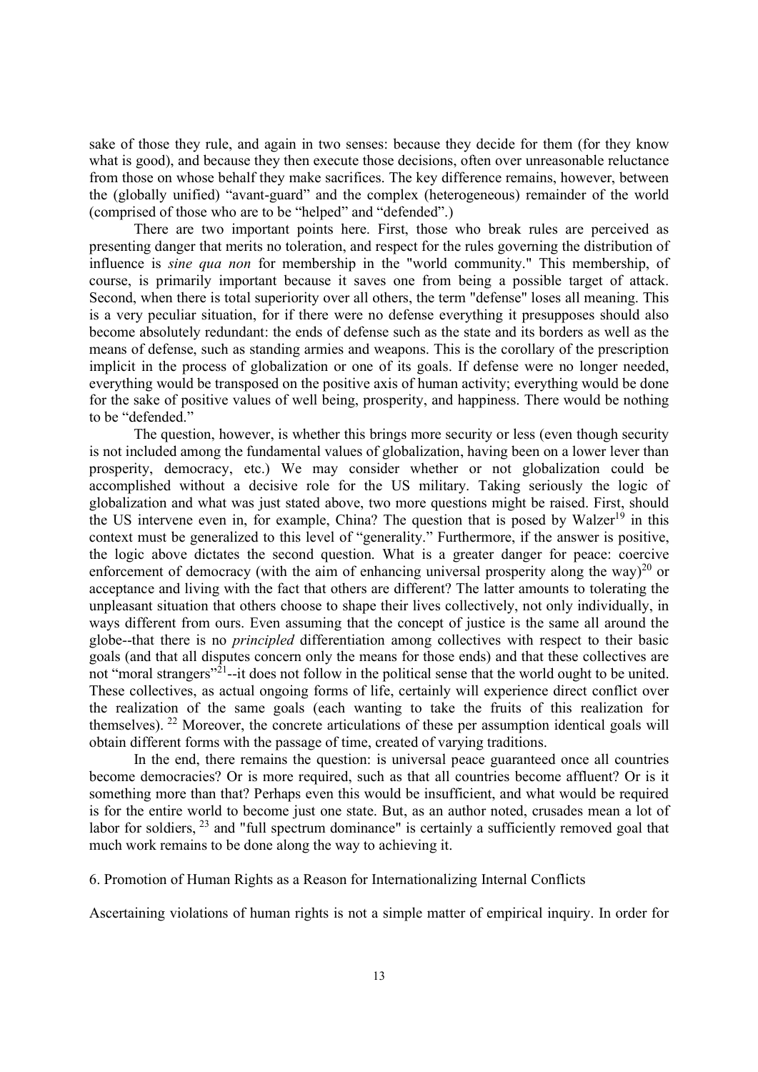sake of those they rule, and again in two senses: because they decide for them (for they know what is good), and because they then execute those decisions, often over unreasonable reluctance from those on whose behalf they make sacrifices. The key difference remains, however, between the (globally unified) "avant-guard" and the complex (heterogeneous) remainder of the world (comprised of those who are to be "helped" and "defended".)

There are two important points here. First, those who break rules are perceived as presenting danger that merits no toleration, and respect for the rules governing the distribution of influence is *sine qua non* for membership in the "world community." This membership, of course, is primarily important because it saves one from being a possible target of attack. Second, when there is total superiority over all others, the term "defense" loses all meaning. This is a very peculiar situation, for if there were no defense everything it presupposes should also become absolutely redundant: the ends of defense such as the state and its borders as well as the means of defense, such as standing armies and weapons. This is the corollary of the prescription implicit in the process of globalization or one of its goals. If defense were no longer needed, everything would be transposed on the positive axis of human activity; everything would be done for the sake of positive values of well being, prosperity, and happiness. There would be nothing to be "defended."

The question, however, is whether this brings more security or less (even though security is not included among the fundamental values of globalization, having been on a lower lever than prosperity, democracy, etc.) We may consider whether or not globalization could be accomplished without a decisive role for the US military. Taking seriously the logic of globalization and what was just stated above, two more questions might be raised. First, should the US intervene even in, for example, China? The question that is posed by Walzer[19] in this context must be generalized to this level of "generality." Furthermore, if the answer is positive, the logic above dictates the second question. What is a greater danger for peace: coercive enforcement of democracy (with the aim of enhancing universal prosperity along the way)[20] or acceptance and living with the fact that others are different? The latter amounts to tolerating the unpleasant situation that others choose to shape their lives collectively, not only individually, in ways different from ours. Even assuming that the concept of justice is the same all around the globe--that there is no *principled* differentiation among collectives with respect to their basic goals (and that all disputes concern only the means for those ends) and that these collectives are not "moral strangers"[21]--it does not follow in the political sense that the world ought to be united. These collectives, as actual ongoing forms of life, certainly will experience direct conflict over the realization of the same goals (each wanting to take the fruits of this realization for themselves). [22] Moreover, the concrete articulations of these per assumption identical goals will obtain different forms with the passage of time, created of varying traditions.

In the end, there remains the question: is universal peace guaranteed once all countries become democracies? Or is more required, such as that all countries become affluent? Or is it something more than that? Perhaps even this would be insufficient, and what would be required is for the entire world to become just one state. But, as an author noted, crusades mean a lot of labor for soldiers, [23] and "full spectrum dominance" is certainly a sufficiently removed goal that much work remains to be done along the way to achieving it.

## 6. Promotion of Human Rights as a Reason for Internationalizing Internal Conflicts

Ascertaining violations of human rights is not a simple matter of empirical inquiry. In order for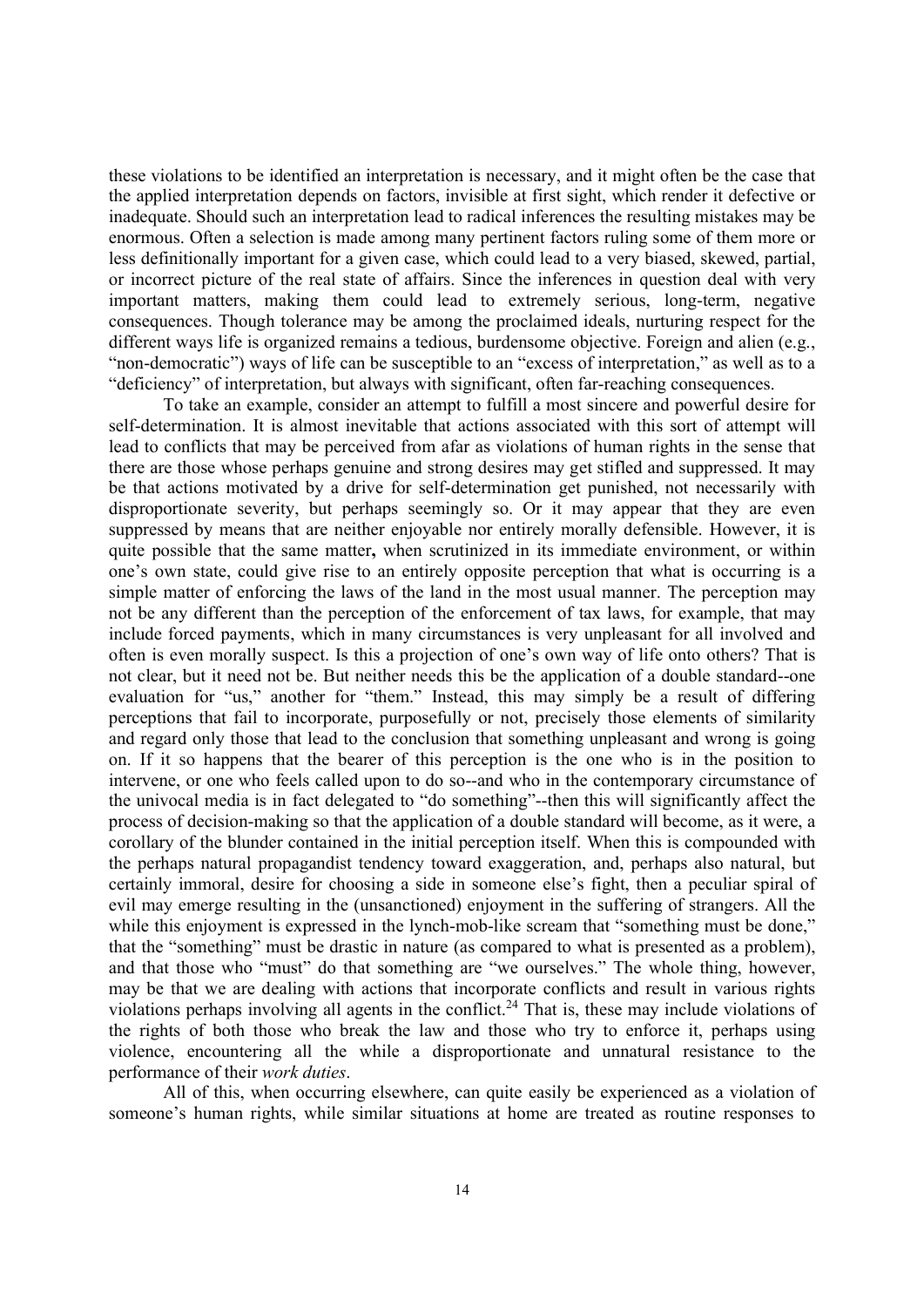these violations to be identified an interpretation is necessary, and it might often be the case that the applied interpretation depends on factors, invisible at first sight, which render it defective or inadequate. Should such an interpretation lead to radical inferences the resulting mistakes may be enormous. Often a selection is made among many pertinent factors ruling some of them more or less definitionally important for a given case, which could lead to a very biased, skewed, partial, or incorrect picture of the real state of affairs. Since the inferences in question deal with very important matters, making them could lead to extremely serious, long-term, negative consequences. Though tolerance may be among the proclaimed ideals, nurturing respect for the different ways life is organized remains a tedious, burdensome objective. Foreign and alien (e.g., "non-democratic") ways of life can be susceptible to an "excess of interpretation," as well as to a "deficiency" of interpretation, but always with significant, often far-reaching consequences.

To take an example, consider an attempt to fulfill a most sincere and powerful desire for self-determination. It is almost inevitable that actions associated with this sort of attempt will lead to conflicts that may be perceived from afar as violations of human rights in the sense that there are those whose perhaps genuine and strong desires may get stifled and suppressed. It may be that actions motivated by a drive for self-determination get punished, not necessarily with disproportionate severity, but perhaps seemingly so. Or it may appear that they are even suppressed by means that are neither enjoyable nor entirely morally defensible. However, it is quite possible that the same matter**,** when scrutinized in its immediate environment, or within one's own state, could give rise to an entirely opposite perception that what is occurring is a simple matter of enforcing the laws of the land in the most usual manner. The perception may not be any different than the perception of the enforcement of tax laws, for example, that may include forced payments, which in many circumstances is very unpleasant for all involved and often is even morally suspect. Is this a projection of one's own way of life onto others? That is not clear, but it need not be. But neither needs this be the application of a double standard--one evaluation for "us," another for "them." Instead, this may simply be a result of differing perceptions that fail to incorporate, purposefully or not, precisely those elements of similarity and regard only those that lead to the conclusion that something unpleasant and wrong is going on. If it so happens that the bearer of this perception is the one who is in the position to intervene, or one who feels called upon to do so--and who in the contemporary circumstance of the univocal media is in fact delegated to "do something"--then this will significantly affect the process of decision-making so that the application of a double standard will become, as it were, a corollary of the blunder contained in the initial perception itself. When this is compounded with the perhaps natural propagandist tendency toward exaggeration, and, perhaps also natural, but certainly immoral, desire for choosing a side in someone else's fight, then a peculiar spiral of evil may emerge resulting in the (unsanctioned) enjoyment in the suffering of strangers. All the while this enjoyment is expressed in the lynch-mob-like scream that "something must be done," that the "something" must be drastic in nature (as compared to what is presented as a problem), and that those who "must" do that something are "we ourselves." The whole thing, however, may be that we are dealing with actions that incorporate conflicts and result in various rights violations perhaps involving all agents in the conflict.[24] That is, these may include violations of the rights of both those who break the law and those who try to enforce it, perhaps using violence, encountering all the while a disproportionate and unnatural resistance to the performance of their *work duties*.

All of this, when occurring elsewhere, can quite easily be experienced as a violation of someone's human rights, while similar situations at home are treated as routine responses to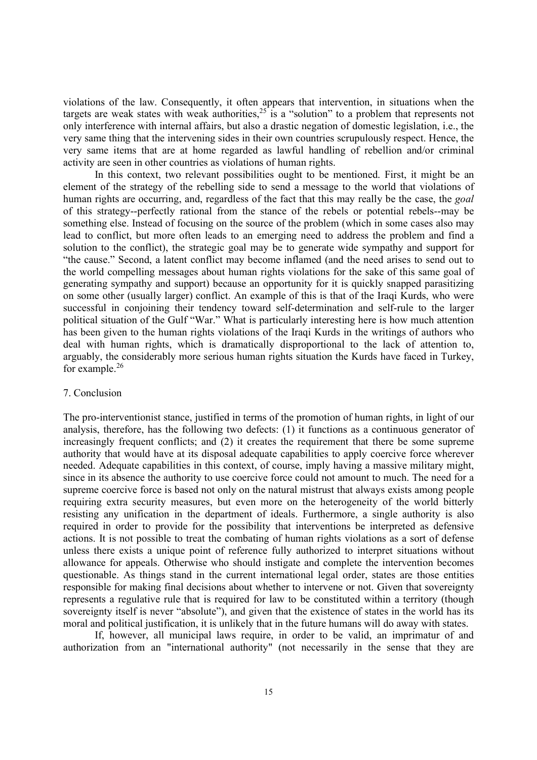violations of the law. Consequently, it often appears that intervention, in situations when the targets are weak states with weak authorities,[25] is a "solution" to a problem that represents not only interference with internal affairs, but also a drastic negation of domestic legislation, i.e., the very same thing that the intervening sides in their own countries scrupulously respect. Hence, the very same items that are at home regarded as lawful handling of rebellion and/or criminal activity are seen in other countries as violations of human rights.

In this context, two relevant possibilities ought to be mentioned. First, it might be an element of the strategy of the rebelling side to send a message to the world that violations of human rights are occurring, and, regardless of the fact that this may really be the case, the *goal* of this strategy--perfectly rational from the stance of the rebels or potential rebels--may be something else. Instead of focusing on the source of the problem (which in some cases also may lead to conflict, but more often leads to an emerging need to address the problem and find a solution to the conflict), the strategic goal may be to generate wide sympathy and support for "the cause." Second, a latent conflict may become inflamed (and the need arises to send out to the world compelling messages about human rights violations for the sake of this same goal of generating sympathy and support) because an opportunity for it is quickly snapped parasitizing on some other (usually larger) conflict. An example of this is that of the Iraqi Kurds, who were successful in conjoining their tendency toward self-determination and self-rule to the larger political situation of the Gulf "War." What is particularly interesting here is how much attention has been given to the human rights violations of the Iraqi Kurds in the writings of authors who deal with human rights, which is dramatically disproportional to the lack of attention to, arguably, the considerably more serious human rights situation the Kurds have faced in Turkey, for example.[26]

## 7. Conclusion

The pro-interventionist stance, justified in terms of the promotion of human rights, in light of our analysis, therefore, has the following two defects: (1) it functions as a continuous generator of increasingly frequent conflicts; and (2) it creates the requirement that there be some supreme authority that would have at its disposal adequate capabilities to apply coercive force wherever needed. Adequate capabilities in this context, of course, imply having a massive military might, since in its absence the authority to use coercive force could not amount to much. The need for a supreme coercive force is based not only on the natural mistrust that always exists among people requiring extra security measures, but even more on the heterogeneity of the world bitterly resisting any unification in the department of ideals. Furthermore, a single authority is also required in order to provide for the possibility that interventions be interpreted as defensive actions. It is not possible to treat the combating of human rights violations as a sort of defense unless there exists a unique point of reference fully authorized to interpret situations without allowance for appeals. Otherwise who should instigate and complete the intervention becomes questionable. As things stand in the current international legal order, states are those entities responsible for making final decisions about whether to intervene or not. Given that sovereignty represents a regulative rule that is required for law to be constituted within a territory (though sovereignty itself is never "absolute"), and given that the existence of states in the world has its moral and political justification, it is unlikely that in the future humans will do away with states.

If, however, all municipal laws require, in order to be valid, an imprimatur of and authorization from an "international authority" (not necessarily in the sense that they are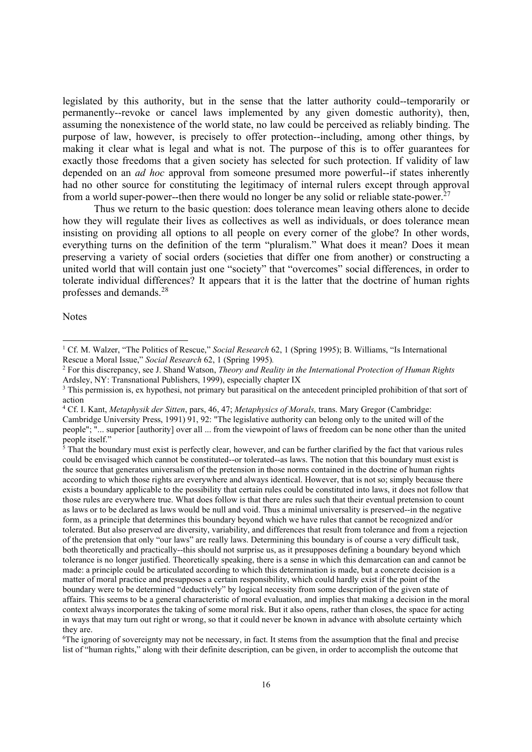legislated by this authority, but in the sense that the latter authority could--temporarily or permanently--revoke or cancel laws implemented by any given domestic authority), then, assuming the nonexistence of the world state, no law could be perceived as reliably binding. The purpose of law, however, is precisely to offer protection--including, among other things, by making it clear what is legal and what is not. The purpose of this is to offer guarantees for exactly those freedoms that a given society has selected for such protection. If validity of law depended on an *ad hoc* approval from someone presumed more powerful--if states inherently had no other source for constituting the legitimacy of internal rulers except through approval from a world super-power--then there would no longer be any solid or reliable state-power.[27]

Thus we return to the basic question: does tolerance mean leaving others alone to decide how they will regulate their lives as collectives as well as individuals, or does tolerance mean insisting on providing all options to all people on every corner of the globe? In other words, everything turns on the definition of the term "pluralism." What does it mean? Does it mean preserving a variety of social orders (societies that differ one from another) or constructing a united world that will contain just one "society" that "overcomes" social differences, in order to tolerate individual differences? It appears that it is the latter that the doctrine of human rights professes and demands.[28]

Notes

[1] Cf. M. Walzer, "The Politics of Rescue," *Social Research* 62, 1 (Spring 1995); B. Williams, "Is International Rescue a Moral Issue," *Social Research* 62, 1 (Spring 1995).

[2] For this discrepancy, see J. Shand Watson, *Theory and Reality in the International Protection of Human Rights* Ardsley, NY: Transnational Publishers, 1999), especially chapter IX

[3] This permission is, ex hypothesi, not primary but parasitical on the antecedent principled prohibition of that sort of action

[4] Cf. I. Kant, *Metaphysik der Sitten*, pars, 46, 47; *Metaphysics of Morals,* trans. Mary Gregor (Cambridge: Cambridge University Press, 1991) 91, 92: "The legislative authority can belong only to the united will of the people"; "... superior [authority] over all ... from the viewpoint of laws of freedom can be none other than the united people itself."

[5] That the boundary must exist is perfectly clear, however, and can be further clarified by the fact that various rules could be envisaged which cannot be constituted--or tolerated--as laws. The notion that this boundary must exist is the source that generates universalism of the pretension in those norms contained in the doctrine of human rights according to which those rights are everywhere and always identical. However, that is not so; simply because there exists a boundary applicable to the possibility that certain rules could be constituted into laws, it does not follow that those rules are everywhere true. What does follow is that there are rules such that their eventual pretension to count as laws or to be declared as laws would be null and void. Thus a minimal universality is preserved--in the negative form, as a principle that determines this boundary beyond which we have rules that cannot be recognized and/or tolerated. But also preserved are diversity, variability, and differences that result from tolerance and from a rejection of the pretension that only "our laws" are really laws. Determining this boundary is of course a very difficult task, both theoretically and practically--this should not surprise us, as it presupposes defining a boundary beyond which tolerance is no longer justified. Theoretically speaking, there is a sense in which this demarcation can and cannot be made: a principle could be articulated according to which this determination is made, but a concrete decision is a matter of moral practice and presupposes a certain responsibility, which could hardly exist if the point of the boundary were to be determined "deductively" by logical necessity from some description of the given state of affairs. This seems to be a general characteristic of moral evaluation, and implies that making a decision in the moral context always incorporates the taking of some moral risk. But it also opens, rather than closes, the space for acting in ways that may turn out right or wrong, so that it could never be known in advance with absolute certainty which they are.

[6] The ignoring of sovereignty may not be necessary, in fact. It stems from the assumption that the final and precise list of "human rights," along with their definite description, can be given, in order to accomplish the outcome that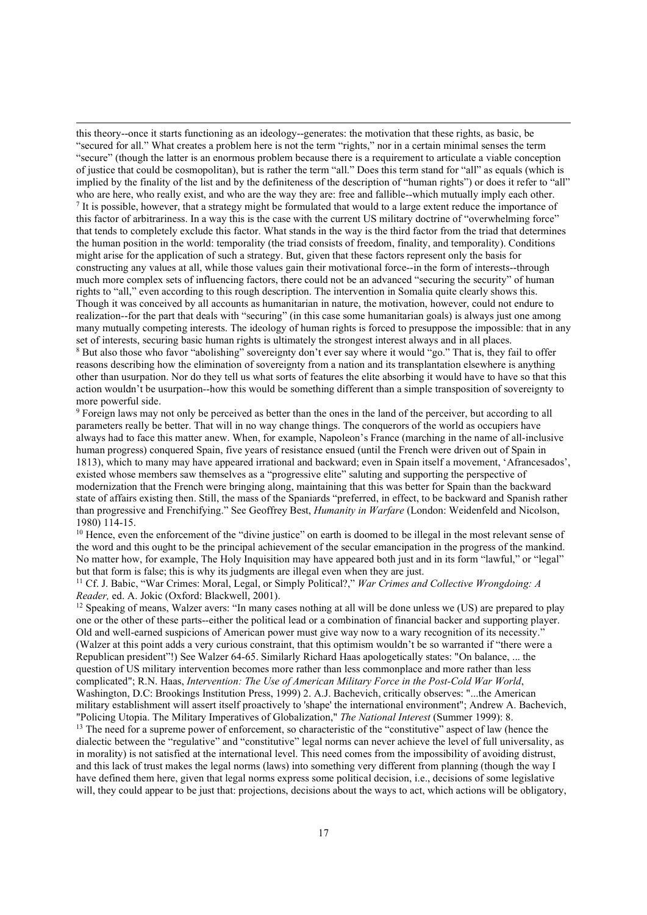this theory--once it starts functioning as an ideology--generates: the motivation that these rights, as basic, be "secured for all." What creates a problem here is not the term "rights," nor in a certain minimal senses the term "secure" (though the latter is an enormous problem because there is a requirement to articulate a viable conception of justice that could be cosmopolitan), but is rather the term "all." Does this term stand for "all" as equals (which is implied by the finality of the list and by the definiteness of the description of "human rights") or does it refer to "all" who are here, who really exist, and who are the way they are: free and fallible--which mutually imply each other.

[7] It is possible, however, that a strategy might be formulated that would to a large extent reduce the importance of this factor of arbitrariness. In a way this is the case with the current US military doctrine of "overwhelming force" that tends to completely exclude this factor. What stands in the way is the third factor from the triad that determines the human position in the world: temporality (the triad consists of freedom, finality, and temporality). Conditions might arise for the application of such a strategy. But, given that these factors represent only the basis for constructing any values at all, while those values gain their motivational force--in the form of interests--through much more complex sets of influencing factors, there could not be an advanced "securing the security" of human rights to "all," even according to this rough description. The intervention in Somalia quite clearly shows this. Though it was conceived by all accounts as humanitarian in nature, the motivation, however, could not endure to realization--for the part that deals with "securing" (in this case some humanitarian goals) is always just one among many mutually competing interests. The ideology of human rights is forced to presuppose the impossible: that in any set of interests, securing basic human rights is ultimately the strongest interest always and in all places.

[8] But also those who favor "abolishing" sovereignty don't ever say where it would "go." That is, they fail to offer reasons describing how the elimination of sovereignty from a nation and its transplantation elsewhere is anything other than usurpation. Nor do they tell us what sorts of features the elite absorbing it would have to have so that this action wouldn't be usurpation--how this would be something different than a simple transposition of sovereignty to more powerful side.

[9] Foreign laws may not only be perceived as better than the ones in the land of the perceiver, but according to all parameters really be better. That will in no way change things. The conquerors of the world as occupiers have always had to face this matter anew. When, for example, Napoleon's France (marching in the name of all-inclusive human progress) conquered Spain, five years of resistance ensued (until the French were driven out of Spain in 1813), which to many may have appeared irrational and backward; even in Spain itself a movement, 'Afrancesados', existed whose members saw themselves as a "progressive elite" saluting and supporting the perspective of modernization that the French were bringing along, maintaining that this was better for Spain than the backward state of affairs existing then. Still, the mass of the Spaniards "preferred, in effect, to be backward and Spanish rather than progressive and Frenchifying." See Geoffrey Best, *Humanity in Warfare* (London: Weidenfeld and Nicolson, 1980) 114-15.

[10] Hence, even the enforcement of the "divine justice" on earth is doomed to be illegal in the most relevant sense of the word and this ought to be the principal achievement of the secular emancipation in the progress of the mankind. No matter how, for example, The Holy Inquisition may have appeared both just and in its form "lawful," or "legal" but that form is false; this is why its judgments are illegal even when they are just.

[11] Cf. J. Babic, "War Crimes: Moral, Legal, or Simply Political?," *War Crimes and Collective Wrongdoing: A Reader,* ed. A. Jokic (Oxford: Blackwell, 2001).

[12] Speaking of means, Walzer avers: "In many cases nothing at all will be done unless we (US) are prepared to play one or the other of these parts--either the political lead or a combination of financial backer and supporting player. Old and well-earned suspicions of American power must give way now to a wary recognition of its necessity." (Walzer at this point adds a very curious constraint, that this optimism wouldn't be so warranted if "there were a Republican president"!) See Walzer 64-65. Similarly Richard Haas apologetically states: "On balance, ... the question of US military intervention becomes more rather than less commonplace and more rather than less complicated"; R.N. Haas, *Intervention: The Use of American Military Force in the Post-Cold War World*, Washington, D.C: Brookings Institution Press, 1999) 2. A.J. Bachevich, critically observes: "...the American military establishment will assert itself proactively to 'shape' the international environment"; Andrew A. Bachevich, "Policing Utopia. The Military Imperatives of Globalization," *The National Interest* (Summer 1999): 8.

[13] The need for a supreme power of enforcement, so characteristic of the "constitutive" aspect of law (hence the dialectic between the "regulative" and "constitutive" legal norms can never achieve the level of full universality, as in morality) is not satisfied at the international level. This need comes from the impossibility of avoiding distrust, and this lack of trust makes the legal norms (laws) into something very different from planning (though the way I have defined them here, given that legal norms express some political decision, i.e., decisions of some legislative will, they could appear to be just that: projections, decisions about the ways to act, which actions will be obligatory,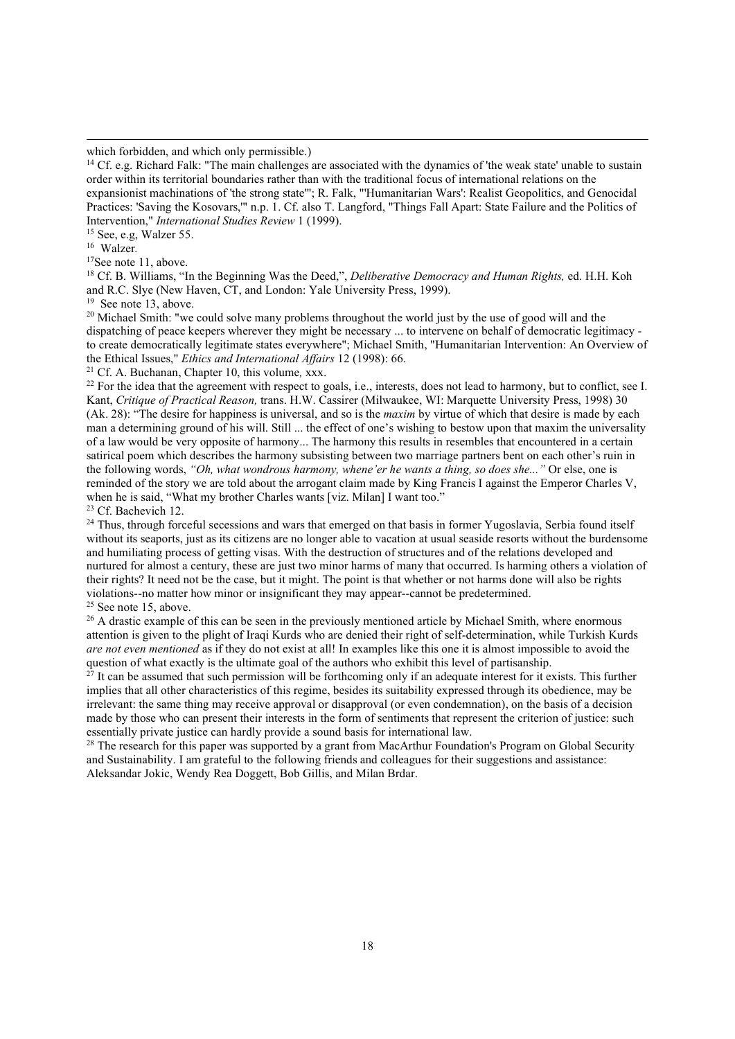which forbidden, and which only permissible.)

[14] Cf. e.g. Richard Falk: "The main challenges are associated with the dynamics of 'the weak state' unable to sustain order within its territorial boundaries rather than with the traditional focus of international relations on the expansionist machinations of 'the strong state'"; R. Falk, "'Humanitarian Wars': Realist Geopolitics, and Genocidal Practices: 'Saving the Kosovars,'" n.p. 1. Cf. also T. Langford, "Things Fall Apart: State Failure and the Politics of Intervention," *International Studies Review* 1 (1999).

[15] See, e.g, Walzer 55.

[16] Walzer.

[17] See note 11, above.

[18] Cf. B. Williams, "In the Beginning Was the Deed,", *Deliberative Democracy and Human Rights,* ed. H.H. Koh and R.C. Slye (New Haven, CT, and London: Yale University Press, 1999).

[19] See note 13, above.

[20] Michael Smith: "we could solve many problems throughout the world just by the use of good will and the dispatching of peace keepers wherever they might be necessary ... to intervene on behalf of democratic legitimacy - to create democratically legitimate states everywhere"; Michael Smith, "Humanitarian Intervention: An Overview of the Ethical Issues," *Ethics and International Affairs* 12 (1998): 66.

[21] Cf. A. Buchanan, Chapter 10, this volume*,* xxx.

[22] For the idea that the agreement with respect to goals, i.e., interests, does not lead to harmony, but to conflict, see I. Kant, *Critique of Practical Reason,* trans. H.W. Cassirer (Milwaukee, WI: Marquette University Press, 1998) 30 (Ak. 28): "The desire for happiness is universal, and so is the *maxim* by virtue of which that desire is made by each man a determining ground of his will. Still ... the effect of one's wishing to bestow upon that maxim the universality of a law would be very opposite of harmony... The harmony this results in resembles that encountered in a certain satirical poem which describes the harmony subsisting between two marriage partners bent on each other's ruin in the following words, *"Oh, what wondrous harmony, whene'er he wants a thing, so does she..."* Or else, one is reminded of the story we are told about the arrogant claim made by King Francis I against the Emperor Charles V, when he is said, "What my brother Charles wants [viz. Milan] I want too."

[23] Cf. Bachevich 12.

[24] Thus, through forceful secessions and wars that emerged on that basis in former Yugoslavia, Serbia found itself without its seaports, just as its citizens are no longer able to vacation at usual seaside resorts without the burdensome and humiliating process of getting visas. With the destruction of structures and of the relations developed and nurtured for almost a century, these are just two minor harms of many that occurred. Is harming others a violation of their rights? It need not be the case, but it might. The point is that whether or not harms done will also be rights violations--no matter how minor or insignificant they may appear--cannot be predetermined.

[25] See note 15, above.

[26] A drastic example of this can be seen in the previously mentioned article by Michael Smith, where enormous attention is given to the plight of Iraqi Kurds who are denied their right of self-determination, while Turkish Kurds *are not even mentioned* as if they do not exist at all! In examples like this one it is almost impossible to avoid the question of what exactly is the ultimate goal of the authors who exhibit this level of partisanship.

[27] It can be assumed that such permission will be forthcoming only if an adequate interest for it exists. This further implies that all other characteristics of this regime, besides its suitability expressed through its obedience, may be irrelevant: the same thing may receive approval or disapproval (or even condemnation), on the basis of a decision made by those who can present their interests in the form of sentiments that represent the criterion of justice: such essentially private justice can hardly provide a sound basis for international law.

[28] The research for this paper was supported by a grant from MacArthur Foundation's Program on Global Security and Sustainability. I am grateful to the following friends and colleagues for their suggestions and assistance: Aleksandar Jokic, Wendy Rea Doggett, Bob Gillis, and Milan Brdar.